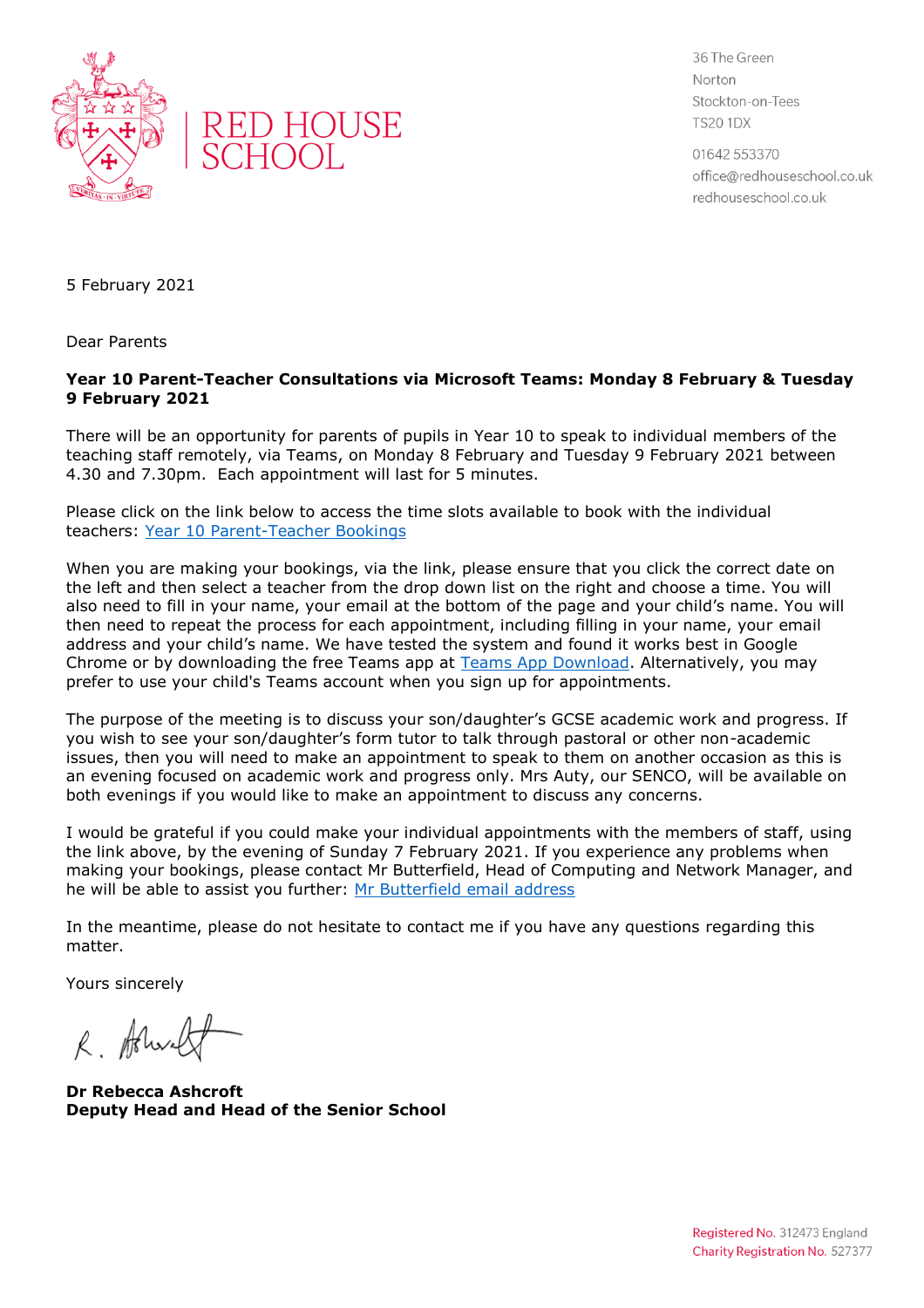RED HOUSE SCHOOL

36 The Green
Norton
Stockton-on-Tees
TS20 1DX

01642 553370
office@redhouseschool.co.uk
redhouseschool.co.uk

5 February 2021

Dear Parents

**Year 10 Parent-Teacher Consultations via Microsoft Teams: Monday 8 February & Tuesday 9 February 2021**

There will be an opportunity for parents of pupils in Year 10 to speak to individual members of the teaching staff remotely, via Teams, on Monday 8 February and Tuesday 9 February 2021 between 4.30 and 7.30pm. Each appointment will last for 5 minutes.

Please click on the link below to access the time slots available to book with the individual teachers: Year 10 Parent-Teacher Bookings

When you are making your bookings, via the link, please ensure that you click the correct date on the left and then select a teacher from the drop down list on the right and choose a time. You will also need to fill in your name, your email at the bottom of the page and your child's name. You will then need to repeat the process for each appointment, including filling in your name, your email address and your child's name. We have tested the system and found it works best in Google Chrome or by downloading the free Teams app at Teams App Download. Alternatively, you may prefer to use your child's Teams account when you sign up for appointments.

The purpose of the meeting is to discuss your son/daughter's GCSE academic work and progress. If you wish to see your son/daughter's form tutor to talk through pastoral or other non-academic issues, then you will need to make an appointment to speak to them on another occasion as this is an evening focused on academic work and progress only. Mrs Auty, our SENCO, will be available on both evenings if you would like to make an appointment to discuss any concerns.

I would be grateful if you could make your individual appointments with the members of staff, using the link above, by the evening of Sunday 7 February 2021. If you experience any problems when making your bookings, please contact Mr Butterfield, Head of Computing and Network Manager, and he will be able to assist you further: Mr Butterfield email address

In the meantime, please do not hesitate to contact me if you have any questions regarding this matter.

Yours sincerely

**Dr Rebecca Ashcroft**
**Deputy Head and Head of the Senior School**

Registered No. 312473 England
Charity Registration No. 527377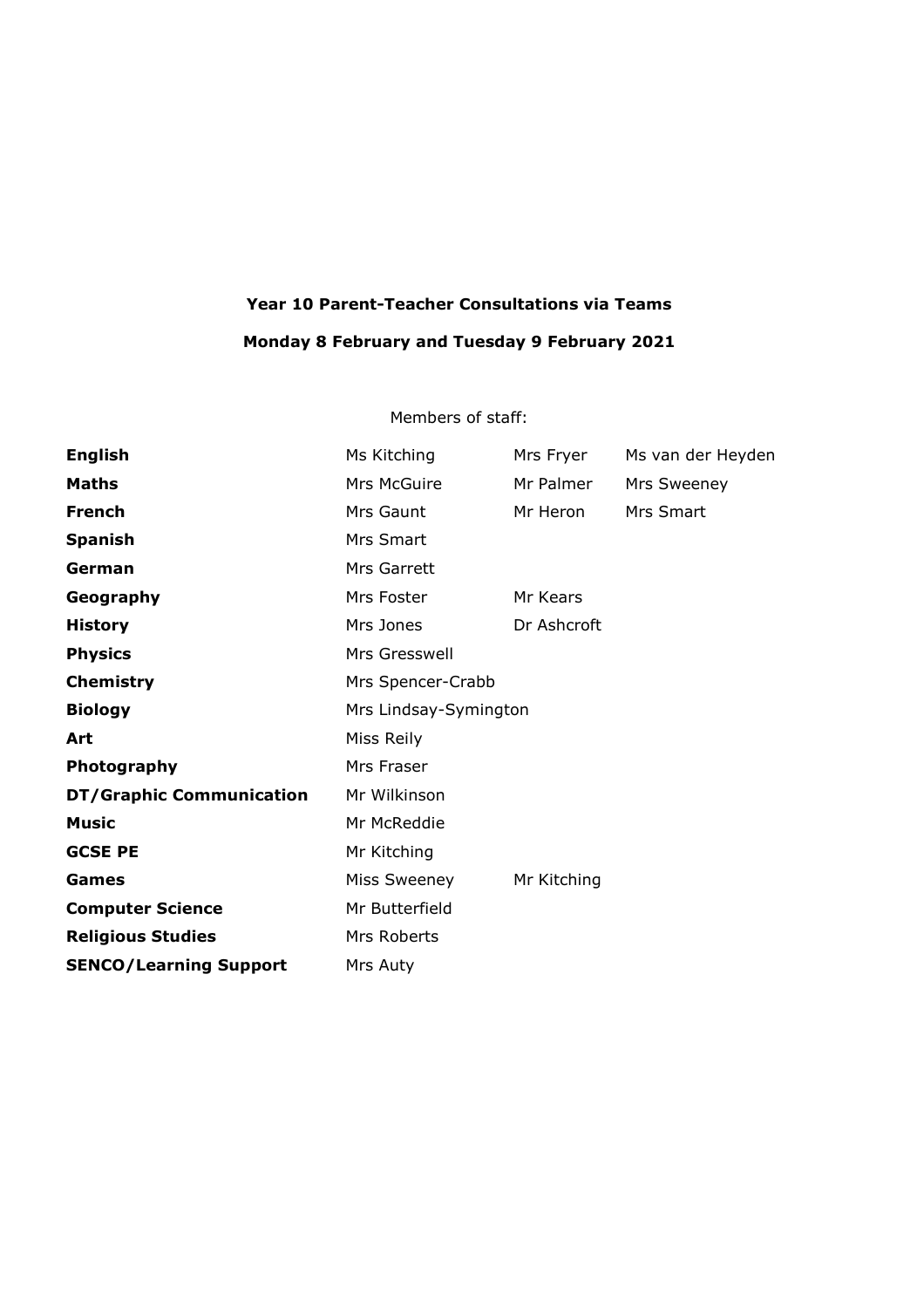**Year 10 Parent-Teacher Consultations via Teams**

**Monday 8 February and Tuesday 9 February 2021**

Members of staff:

| | | | |
|---|---|---|---|
| **English** | Ms Kitching | Mrs Fryer | Ms van der Heyden |
| **Maths** | Mrs McGuire | Mr Palmer | Mrs Sweeney |
| **French** | Mrs Gaunt | Mr Heron | Mrs Smart |
| **Spanish** | Mrs Smart | | |
| **German** | Mrs Garrett | | |
| **Geography** | Mrs Foster | Mr Kears | |
| **History** | Mrs Jones | Dr Ashcroft | |
| **Physics** | Mrs Gresswell | | |
| **Chemistry** | Mrs Spencer-Crabb | | |
| **Biology** | Mrs Lindsay-Symington | | |
| **Art** | Miss Reily | | |
| **Photography** | Mrs Fraser | | |
| **DT/Graphic Communication** | Mr Wilkinson | | |
| **Music** | Mr McReddie | | |
| **GCSE PE** | Mr Kitching | | |
| **Games** | Miss Sweeney | Mr Kitching | |
| **Computer Science** | Mr Butterfield | | |
| **Religious Studies** | Mrs Roberts | | |
| **SENCO/Learning Support** | Mrs Auty | | |